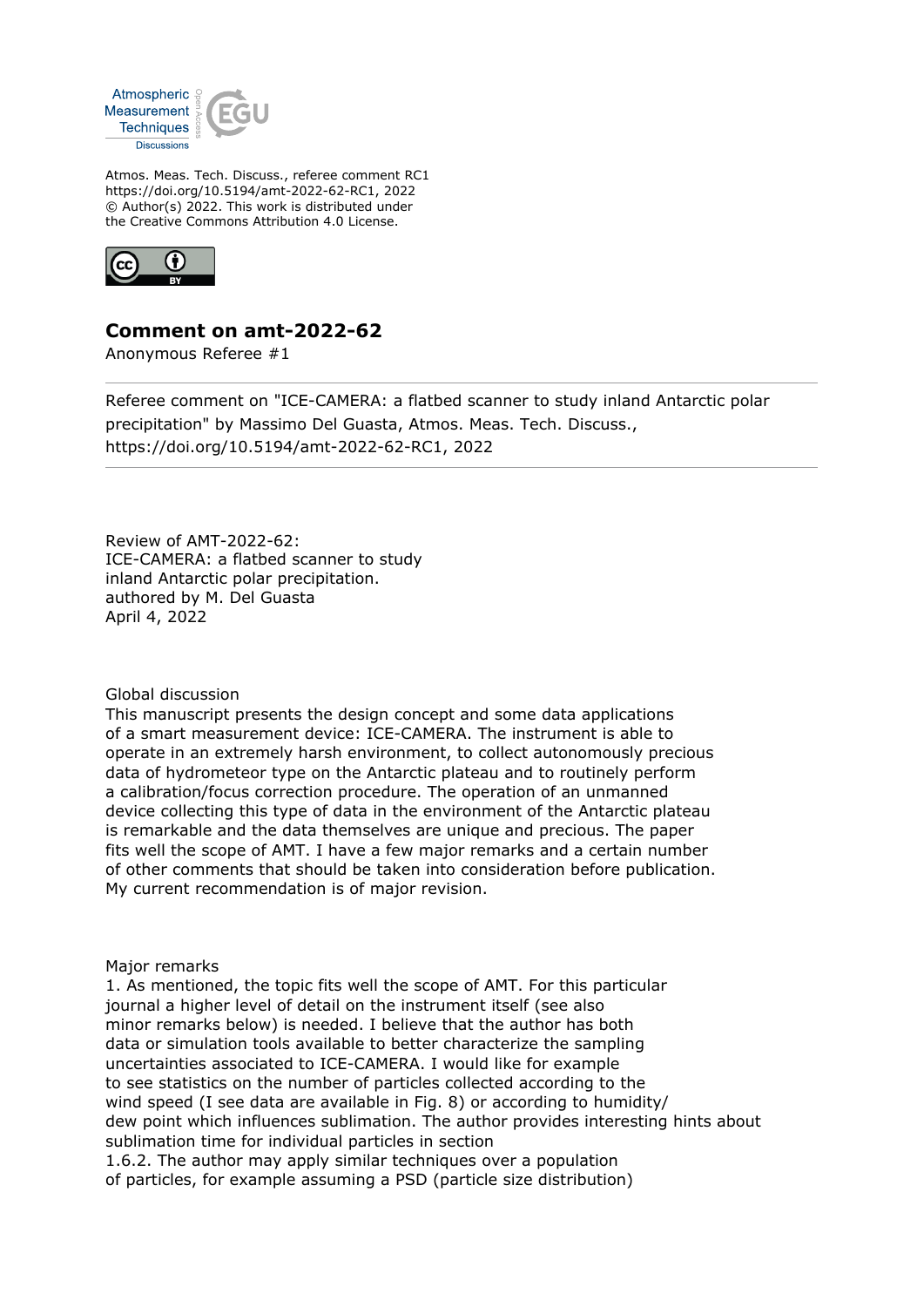Atmos. Meas. Tech. Discuss., referee comment RC1
https://doi.org/10.5194/amt-2022-62-RC1, 2022
© Author(s) 2022. This work is distributed under
the Creative Commons Attribution 4.0 License.

## Comment on amt-2022-62

Anonymous Referee #1

Referee comment on "ICE-CAMERA: a flatbed scanner to study inland Antarctic polar precipitation" by Massimo Del Guasta, Atmos. Meas. Tech. Discuss., https://doi.org/10.5194/amt-2022-62-RC1, 2022

Review of AMT-2022-62:
ICE-CAMERA: a flatbed scanner to study
inland Antarctic polar precipitation.
authored by M. Del Guasta
April 4, 2022

Global discussion

This manuscript presents the design concept and some data applications of a smart measurement device: ICE-CAMERA. The instrument is able to operate in an extremely harsh environment, to collect autonomously precious data of hydrometeor type on the Antarctic plateau and to routinely perform a calibration/focus correction procedure. The operation of an unmanned device collecting this type of data in the environment of the Antarctic plateau is remarkable and the data themselves are unique and precious. The paper fits well the scope of AMT. I have a few major remarks and a certain number of other comments that should be taken into consideration before publication. My current recommendation is of major revision.

Major remarks

1. As mentioned, the topic fits well the scope of AMT. For this particular journal a higher level of detail on the instrument itself (see also minor remarks below) is needed. I believe that the author has both data or simulation tools available to better characterize the sampling uncertainties associated to ICE-CAMERA. I would like for example to see statistics on the number of particles collected according to the wind speed (I see data are available in Fig. 8) or according to humidity/ dew point which influences sublimation. The author provides interesting hints about sublimation time for individual particles in section 1.6.2. The author may apply similar techniques over a population of particles, for example assuming a PSD (particle size distribution)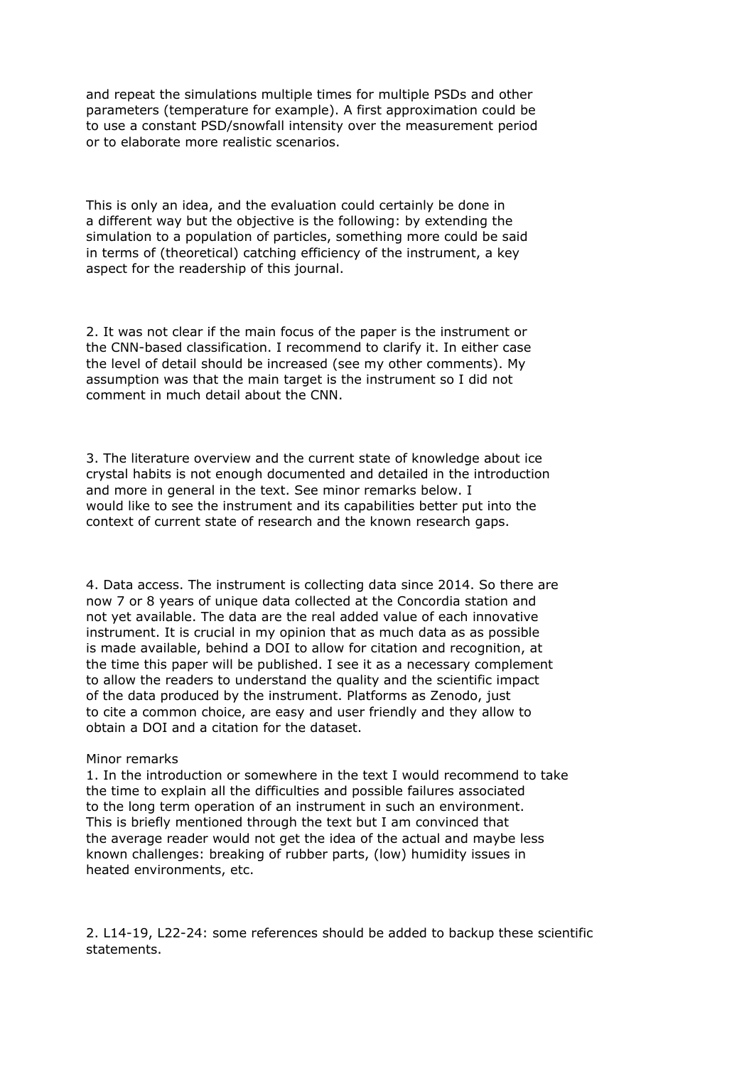and repeat the simulations multiple times for multiple PSDs and other parameters (temperature for example). A first approximation could be to use a constant PSD/snowfall intensity over the measurement period or to elaborate more realistic scenarios.

This is only an idea, and the evaluation could certainly be done in a different way but the objective is the following: by extending the simulation to a population of particles, something more could be said in terms of (theoretical) catching efficiency of the instrument, a key aspect for the readership of this journal.

2. It was not clear if the main focus of the paper is the instrument or the CNN-based classification. I recommend to clarify it. In either case the level of detail should be increased (see my other comments). My assumption was that the main target is the instrument so I did not comment in much detail about the CNN.

3. The literature overview and the current state of knowledge about ice crystal habits is not enough documented and detailed in the introduction and more in general in the text. See minor remarks below. I would like to see the instrument and its capabilities better put into the context of current state of research and the known research gaps.

4. Data access. The instrument is collecting data since 2014. So there are now 7 or 8 years of unique data collected at the Concordia station and not yet available. The data are the real added value of each innovative instrument. It is crucial in my opinion that as much data as as possible is made available, behind a DOI to allow for citation and recognition, at the time this paper will be published. I see it as a necessary complement to allow the readers to understand the quality and the scientific impact of the data produced by the instrument. Platforms as Zenodo, just to cite a common choice, are easy and user friendly and they allow to obtain a DOI and a citation for the dataset.

Minor remarks

1. In the introduction or somewhere in the text I would recommend to take the time to explain all the difficulties and possible failures associated to the long term operation of an instrument in such an environment. This is briefly mentioned through the text but I am convinced that the average reader would not get the idea of the actual and maybe less known challenges: breaking of rubber parts, (low) humidity issues in heated environments, etc.

2. L14-19, L22-24: some references should be added to backup these scientific statements.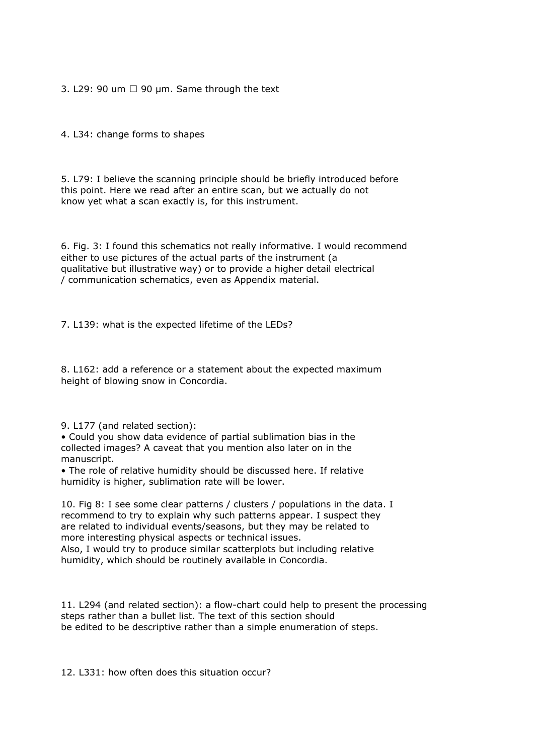3. L29: 90 um ☐ 90 μm. Same through the text

4. L34: change forms to shapes

5. L79: I believe the scanning principle should be briefly introduced before this point. Here we read after an entire scan, but we actually do not know yet what a scan exactly is, for this instrument.

6. Fig. 3: I found this schematics not really informative. I would recommend either to use pictures of the actual parts of the instrument (a qualitative but illustrative way) or to provide a higher detail electrical / communication schematics, even as Appendix material.

7. L139: what is the expected lifetime of the LEDs?

8. L162: add a reference or a statement about the expected maximum height of blowing snow in Concordia.

9. L177 (and related section):

- Could you show data evidence of partial sublimation bias in the collected images? A caveat that you mention also later on in the manuscript.
- The role of relative humidity should be discussed here. If relative humidity is higher, sublimation rate will be lower.

10. Fig 8: I see some clear patterns / clusters / populations in the data. I recommend to try to explain why such patterns appear. I suspect they are related to individual events/seasons, but they may be related to more interesting physical aspects or technical issues.
Also, I would try to produce similar scatterplots but including relative humidity, which should be routinely available in Concordia.

11. L294 (and related section): a flow-chart could help to present the processing steps rather than a bullet list. The text of this section should be edited to be descriptive rather than a simple enumeration of steps.

12. L331: how often does this situation occur?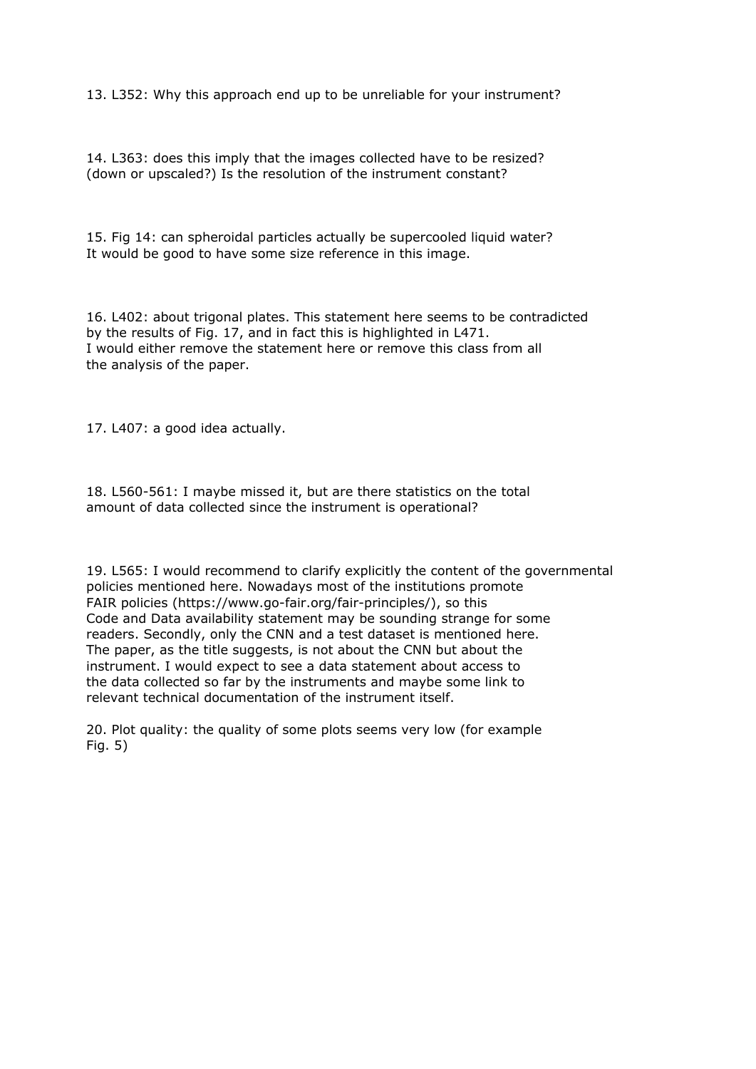13. L352: Why this approach end up to be unreliable for your instrument?

14. L363: does this imply that the images collected have to be resized? (down or upscaled?) Is the resolution of the instrument constant?

15. Fig 14: can spheroidal particles actually be supercooled liquid water? It would be good to have some size reference in this image.

16. L402: about trigonal plates. This statement here seems to be contradicted by the results of Fig. 17, and in fact this is highlighted in L471. I would either remove the statement here or remove this class from all the analysis of the paper.

17. L407: a good idea actually.

18. L560-561: I maybe missed it, but are there statistics on the total amount of data collected since the instrument is operational?

19. L565: I would recommend to clarify explicitly the content of the governmental policies mentioned here. Nowadays most of the institutions promote FAIR policies (https://www.go-fair.org/fair-principles/), so this Code and Data availability statement may be sounding strange for some readers. Secondly, only the CNN and a test dataset is mentioned here. The paper, as the title suggests, is not about the CNN but about the instrument. I would expect to see a data statement about access to the data collected so far by the instruments and maybe some link to relevant technical documentation of the instrument itself.

20. Plot quality: the quality of some plots seems very low (for example Fig. 5)